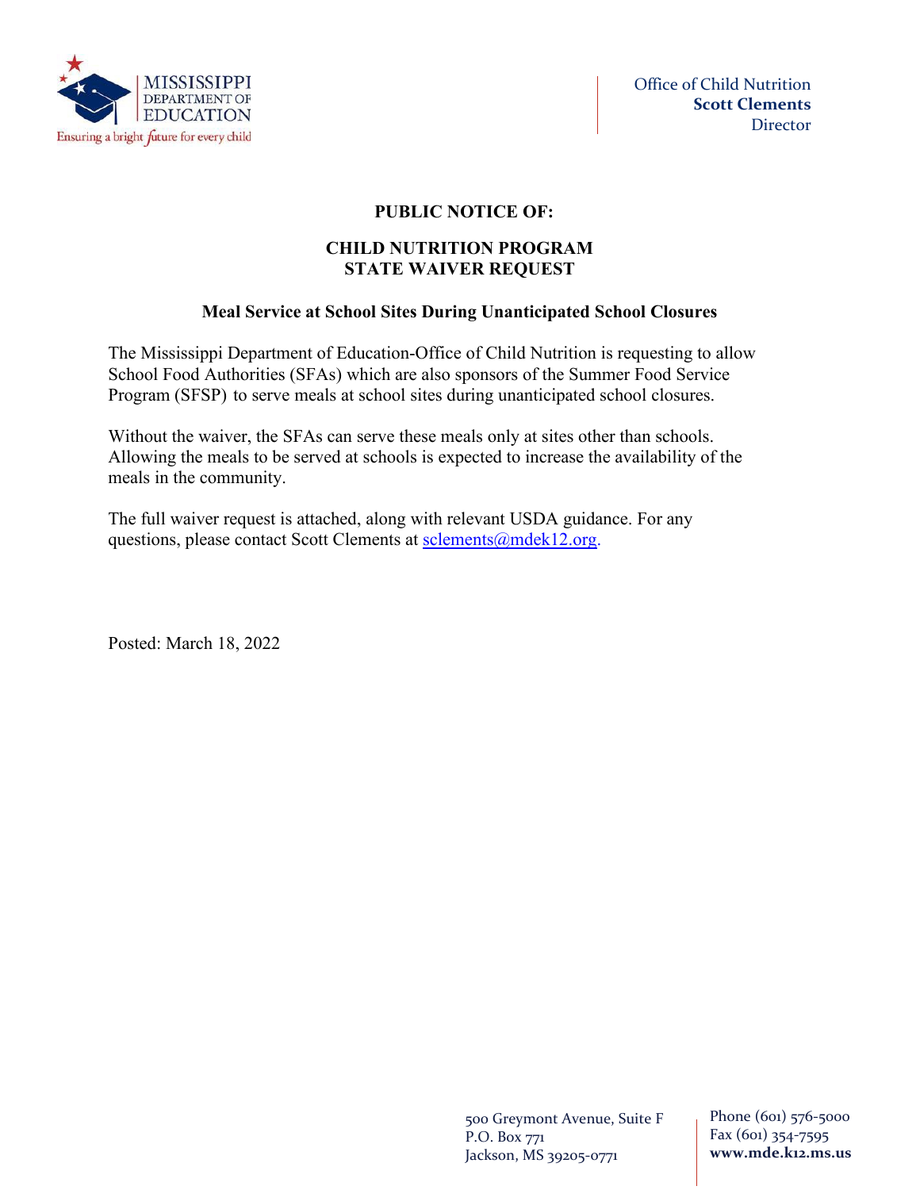MISSISSIPPI DEPARTMENT OF EDUCATION

Ensuring a bright future for every child

Office of Child Nutrition
**Scott Clements**
Director

**PUBLIC NOTICE OF:**

**CHILD NUTRITION PROGRAM**
**STATE WAIVER REQUEST**

**Meal Service at School Sites During Unanticipated School Closures**

The Mississippi Department of Education-Office of Child Nutrition is requesting to allow School Food Authorities (SFAs) which are also sponsors of the Summer Food Service Program (SFSP) to serve meals at school sites during unanticipated school closures.

Without the waiver, the SFAs can serve these meals only at sites other than schools. Allowing the meals to be served at schools is expected to increase the availability of the meals in the community.

The full waiver request is attached, along with relevant USDA guidance. For any questions, please contact Scott Clements at sclements@mdek12.org.

Posted: March 18, 2022

500 Greymont Avenue, Suite F
P.O. Box 771
Jackson, MS 39205-0771

Phone (601) 576-5000
Fax (601) 354-7595
**www.mde.k12.ms.us**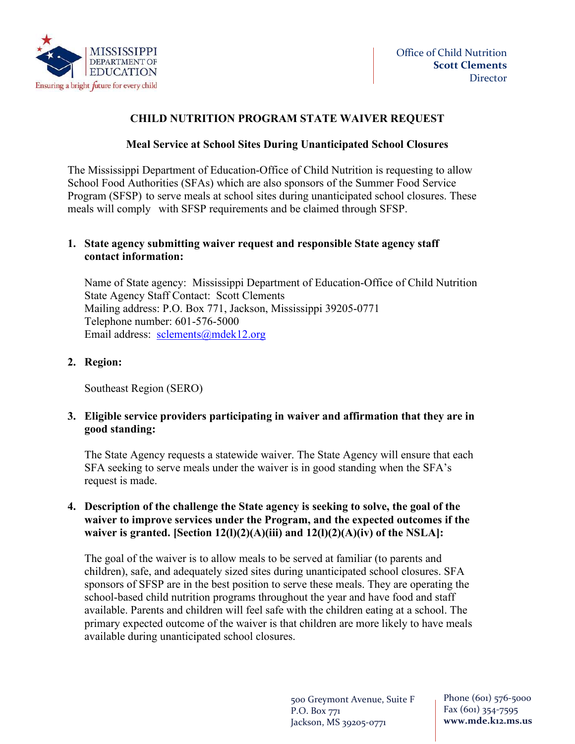## CHILD NUTRITION PROGRAM STATE WAIVER REQUEST

### Meal Service at School Sites During Unanticipated School Closures

The Mississippi Department of Education-Office of Child Nutrition is requesting to allow School Food Authorities (SFAs) which are also sponsors of the Summer Food Service Program (SFSP) to serve meals at school sites during unanticipated school closures. These meals will comply with SFSP requirements and be claimed through SFSP.

1. **State agency submitting waiver request and responsible State agency staff contact information:**

   Name of State agency: Mississippi Department of Education-Office of Child Nutrition
   State Agency Staff Contact: Scott Clements
   Mailing address: P.O. Box 771, Jackson, Mississippi 39205-0771
   Telephone number: 601-576-5000
   Email address: sclements@mdek12.org

2. **Region:**

   Southeast Region (SERO)

3. **Eligible service providers participating in waiver and affirmation that they are in good standing:**

   The State Agency requests a statewide waiver. The State Agency will ensure that each SFA seeking to serve meals under the waiver is in good standing when the SFA's request is made.

4. **Description of the challenge the State agency is seeking to solve, the goal of the waiver to improve services under the Program, and the expected outcomes if the waiver is granted. [Section 12(l)(2)(A)(iii) and 12(l)(2)(A)(iv) of the NSLA]:**

   The goal of the waiver is to allow meals to be served at familiar (to parents and children), safe, and adequately sized sites during unanticipated school closures. SFA sponsors of SFSP are in the best position to serve these meals. They are operating the school-based child nutrition programs throughout the year and have food and staff available. Parents and children will feel safe with the children eating at a school. The primary expected outcome of the waiver is that children are more likely to have meals available during unanticipated school closures.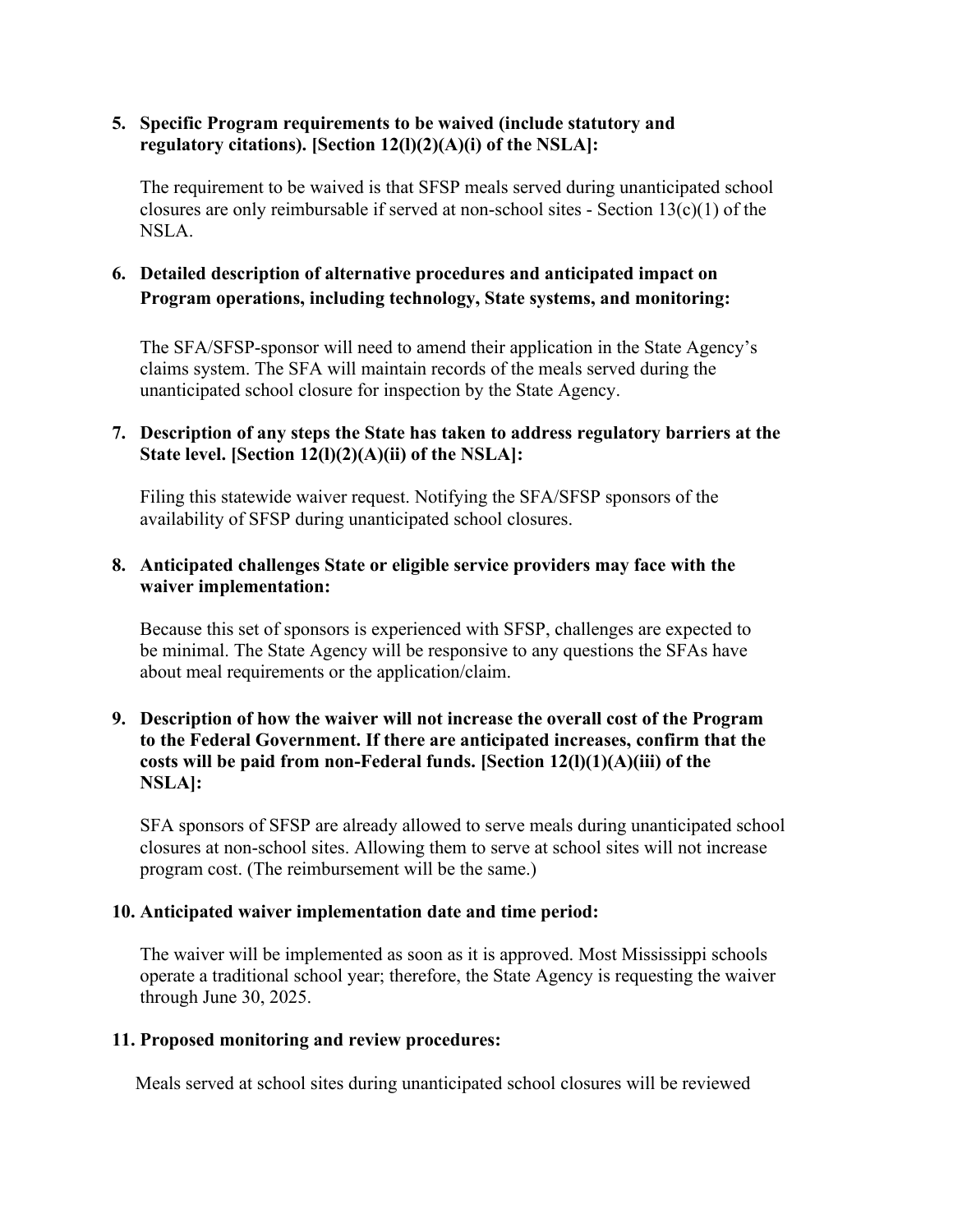5. **Specific Program requirements to be waived (include statutory and regulatory citations). [Section 12(l)(2)(A)(i) of the NSLA]:**

   The requirement to be waived is that SFSP meals served during unanticipated school closures are only reimbursable if served at non-school sites - Section 13(c)(1) of the NSLA.

6. **Detailed description of alternative procedures and anticipated impact on Program operations, including technology, State systems, and monitoring:**

   The SFA/SFSP-sponsor will need to amend their application in the State Agency's claims system. The SFA will maintain records of the meals served during the unanticipated school closure for inspection by the State Agency.

7. **Description of any steps the State has taken to address regulatory barriers at the State level. [Section 12(l)(2)(A)(ii) of the NSLA]:**

   Filing this statewide waiver request. Notifying the SFA/SFSP sponsors of the availability of SFSP during unanticipated school closures.

8. **Anticipated challenges State or eligible service providers may face with the waiver implementation:**

   Because this set of sponsors is experienced with SFSP, challenges are expected to be minimal. The State Agency will be responsive to any questions the SFAs have about meal requirements or the application/claim.

9. **Description of how the waiver will not increase the overall cost of the Program to the Federal Government. If there are anticipated increases, confirm that the costs will be paid from non-Federal funds. [Section 12(l)(1)(A)(iii) of the NSLA]:**

   SFA sponsors of SFSP are already allowed to serve meals during unanticipated school closures at non-school sites. Allowing them to serve at school sites will not increase program cost. (The reimbursement will be the same.)

10. **Anticipated waiver implementation date and time period:**

    The waiver will be implemented as soon as it is approved. Most Mississippi schools operate a traditional school year; therefore, the State Agency is requesting the waiver through June 30, 2025.

11. **Proposed monitoring and review procedures:**

    Meals served at school sites during unanticipated school closures will be reviewed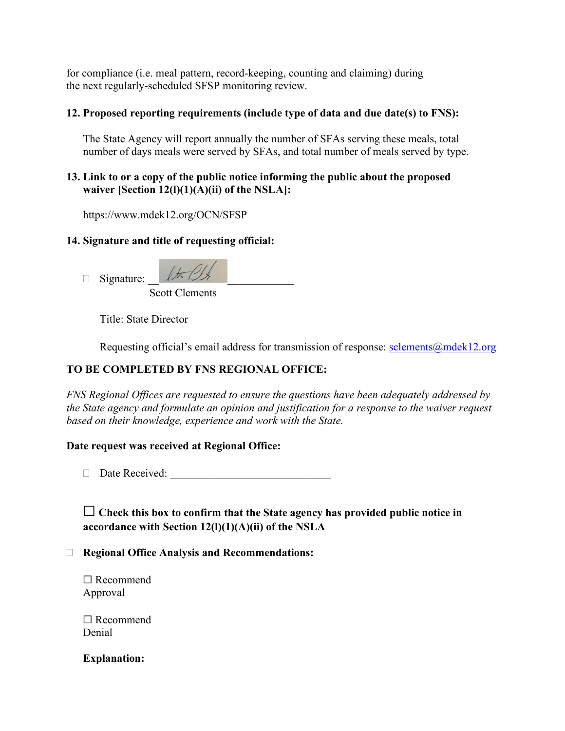for compliance (i.e. meal pattern, record-keeping, counting and claiming) during the next regularly-scheduled SFSP monitoring review.

**12. Proposed reporting requirements (include type of data and due date(s) to FNS):**

The State Agency will report annually the number of SFAs serving these meals, total number of days meals were served by SFAs, and total number of meals served by type.

**13. Link to or a copy of the public notice informing the public about the proposed waiver [Section 12(l)(1)(A)(ii) of the NSLA]:**

https://www.mdek12.org/OCN/SFSP

**14. Signature and title of requesting official:**

☐ Signature: ______________________
Scott Clements

Title: State Director

Requesting official's email address for transmission of response: sclements@mdek12.org

**TO BE COMPLETED BY FNS REGIONAL OFFICE:**

*FNS Regional Offices are requested to ensure the questions have been adequately addressed by the State agency and formulate an opinion and justification for a response to the waiver request based on their knowledge, experience and work with the State.*

**Date request was received at Regional Office:**

☐ Date Received: ____________________________

☐ **Check this box to confirm that the State agency has provided public notice in accordance with Section 12(l)(1)(A)(ii) of the NSLA**

☐ **Regional Office Analysis and Recommendations:**

☐ Recommend Approval

☐ Recommend Denial

**Explanation:**